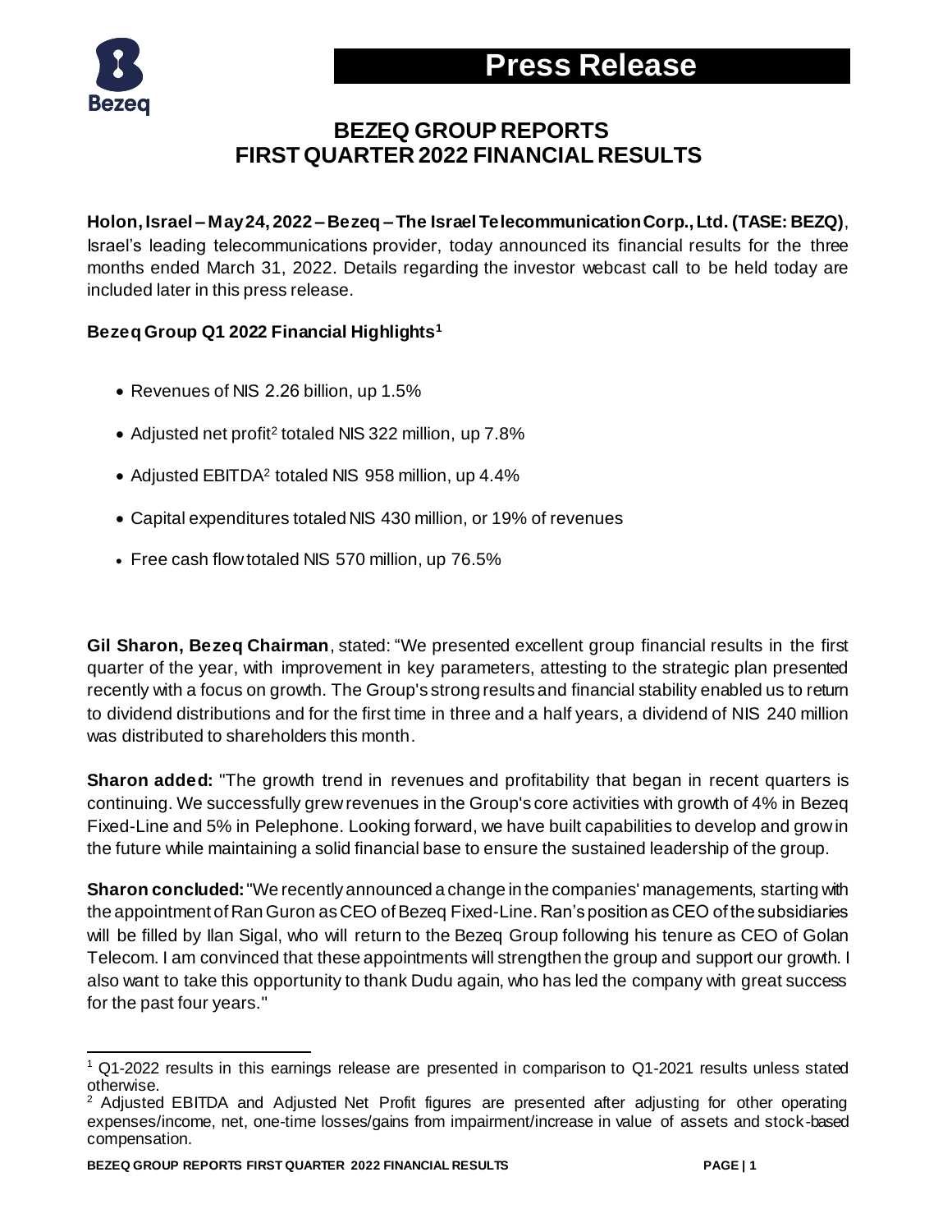# Press Release

## BEZEQ GROUP REPORTS FIRST QUARTER 2022 FINANCIAL RESULTS

**Holon, Israel – May 24, 2022 – Bezeq – The Israel Telecommunication Corp., Ltd. (TASE: BEZQ)**, Israel's leading telecommunications provider, today announced its financial results for the three months ended March 31, 2022. Details regarding the investor webcast call to be held today are included later in this press release.

### Bezeq Group Q1 2022 Financial Highlights[1]

- Revenues of NIS 2.26 billion, up 1.5%
- Adjusted net profit[2] totaled NIS 322 million, up 7.8%
- Adjusted EBITDA[2] totaled NIS 958 million, up 4.4%
- Capital expenditures totaled NIS 430 million, or 19% of revenues
- Free cash flow totaled NIS 570 million, up 76.5%

**Gil Sharon, Bezeq Chairman**, stated: "We presented excellent group financial results in the first quarter of the year, with improvement in key parameters, attesting to the strategic plan presented recently with a focus on growth. The Group's strong results and financial stability enabled us to return to dividend distributions and for the first time in three and a half years, a dividend of NIS 240 million was distributed to shareholders this month.

**Sharon added:** "The growth trend in revenues and profitability that began in recent quarters is continuing. We successfully grew revenues in the Group's core activities with growth of 4% in Bezeq Fixed-Line and 5% in Pelephone. Looking forward, we have built capabilities to develop and grow in the future while maintaining a solid financial base to ensure the sustained leadership of the group.

**Sharon concluded:** "We recently announced a change in the companies' managements, starting with the appointment of Ran Guron as CEO of Bezeq Fixed-Line. Ran's position as CEO of the subsidiaries will be filled by Ilan Sigal, who will return to the Bezeq Group following his tenure as CEO of Golan Telecom. I am convinced that these appointments will strengthen the group and support our growth. I also want to take this opportunity to thank Dudu again, who has led the company with great success for the past four years."

---

[1] Q1-2022 results in this earnings release are presented in comparison to Q1-2021 results unless stated otherwise.

[2] Adjusted EBITDA and Adjusted Net Profit figures are presented after adjusting for other operating expenses/income, net, one-time losses/gains from impairment/increase in value of assets and stock-based compensation.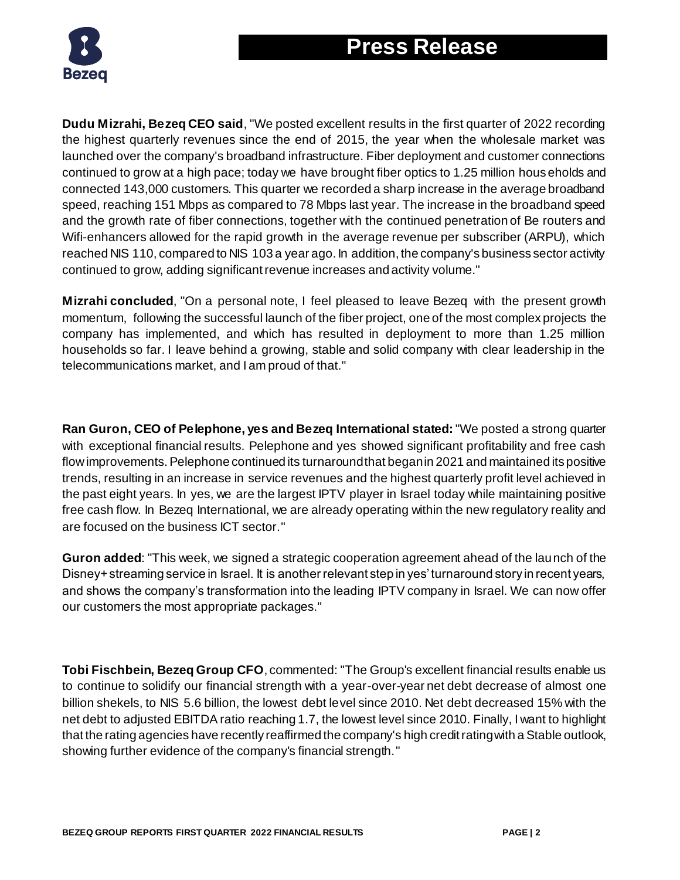# Press Release

**Dudu Mizrahi, Bezeq CEO said**, "We posted excellent results in the first quarter of 2022 recording the highest quarterly revenues since the end of 2015, the year when the wholesale market was launched over the company's broadband infrastructure. Fiber deployment and customer connections continued to grow at a high pace; today we have brought fiber optics to 1.25 million households and connected 143,000 customers. This quarter we recorded a sharp increase in the average broadband speed, reaching 151 Mbps as compared to 78 Mbps last year. The increase in the broadband speed and the growth rate of fiber connections, together with the continued penetration of Be routers and Wifi-enhancers allowed for the rapid growth in the average revenue per subscriber (ARPU), which reached NIS 110, compared to NIS 103 a year ago. In addition, the company's business sector activity continued to grow, adding significant revenue increases and activity volume."

**Mizrahi concluded**, "On a personal note, I feel pleased to leave Bezeq with the present growth momentum, following the successful launch of the fiber project, one of the most complex projects the company has implemented, and which has resulted in deployment to more than 1.25 million households so far. I leave behind a growing, stable and solid company with clear leadership in the telecommunications market, and I am proud of that."

**Ran Guron, CEO of Pelephone, yes and Bezeq International stated:** "We posted a strong quarter with exceptional financial results. Pelephone and yes showed significant profitability and free cash flow improvements. Pelephone continued its turnaround that began in 2021 and maintained its positive trends, resulting in an increase in service revenues and the highest quarterly profit level achieved in the past eight years. In yes, we are the largest IPTV player in Israel today while maintaining positive free cash flow. In Bezeq International, we are already operating within the new regulatory reality and are focused on the business ICT sector."

**Guron added**: "This week, we signed a strategic cooperation agreement ahead of the launch of the Disney+ streaming service in Israel. It is another relevant step in yes' turnaround story in recent years, and shows the company's transformation into the leading IPTV company in Israel. We can now offer our customers the most appropriate packages."

**Tobi Fischbein, Bezeq Group CFO**, commented: "The Group's excellent financial results enable us to continue to solidify our financial strength with a year-over-year net debt decrease of almost one billion shekels, to NIS 5.6 billion, the lowest debt level since 2010. Net debt decreased 15% with the net debt to adjusted EBITDA ratio reaching 1.7, the lowest level since 2010. Finally, I want to highlight that the rating agencies have recently reaffirmed the company's high credit rating with a Stable outlook, showing further evidence of the company's financial strength."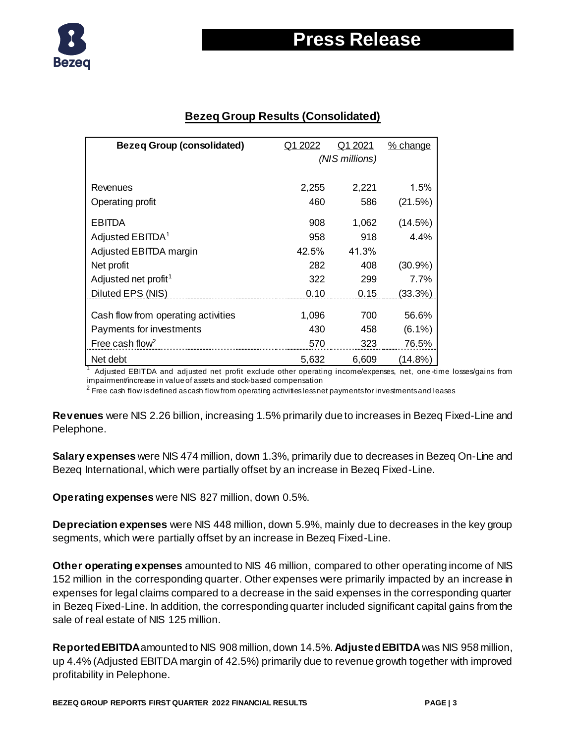## Bezeq Group Results (Consolidated)

| Bezeq Group (consolidated) | Q1 2022 | Q1 2021 | % change |
|---|---|---|---|
| | *(NIS millions)* | | |
| Revenues | 2,255 | 2,221 | 1.5% |
| Operating profit | 460 | 586 | (21.5%) |
| EBITDA | 908 | 1,062 | (14.5%) |
| Adjusted EBITDA[1] | 958 | 918 | 4.4% |
| Adjusted EBITDA margin | 42.5% | 41.3% | |
| Net profit | 282 | 408 | (30.9%) |
| Adjusted net profit[1] | 322 | 299 | 7.7% |
| Diluted EPS (NIS) | 0.10 | 0.15 | (33.3%) |
| Cash flow from operating activities | 1,096 | 700 | 56.6% |
| Payments for investments | 430 | 458 | (6.1%) |
| Free cash flow[2] | 570 | 323 | 76.5% |
| Net debt | 5,632 | 6,609 | (14.8%) |

[1] Adjusted EBITDA and adjusted net profit exclude other operating income/expenses, net, one-time losses/gains from impairment/increase in value of assets and stock-based compensation

[2] Free cash flow is defined as cash flow from operating activities less net payments for investments and leases

**Revenues** were NIS 2.26 billion, increasing 1.5% primarily due to increases in Bezeq Fixed-Line and Pelephone.

**Salary expenses** were NIS 474 million, down 1.3%, primarily due to decreases in Bezeq On-Line and Bezeq International, which were partially offset by an increase in Bezeq Fixed-Line.

**Operating expenses** were NIS 827 million, down 0.5%.

**Depreciation expenses** were NIS 448 million, down 5.9%, mainly due to decreases in the key group segments, which were partially offset by an increase in Bezeq Fixed-Line.

**Other operating expenses** amounted to NIS 46 million, compared to other operating income of NIS 152 million in the corresponding quarter. Other expenses were primarily impacted by an increase in expenses for legal claims compared to a decrease in the said expenses in the corresponding quarter in Bezeq Fixed-Line. In addition, the corresponding quarter included significant capital gains from the sale of real estate of NIS 125 million.

**Reported EBITDA** amounted to NIS 908 million, down 14.5%. **Adjusted EBITDA** was NIS 958 million, up 4.4% (Adjusted EBITDA margin of 42.5%) primarily due to revenue growth together with improved profitability in Pelephone.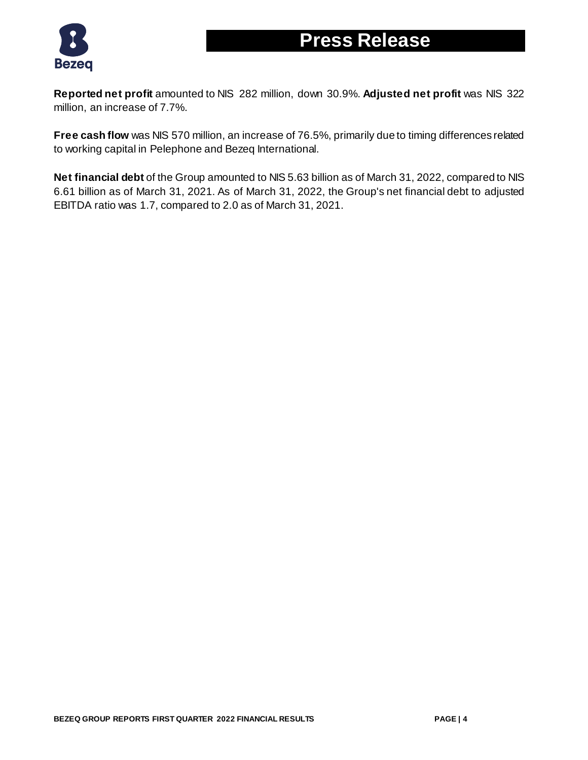**Reported net profit** amounted to NIS 282 million, down 30.9%. **Adjusted net profit** was NIS 322 million, an increase of 7.7%.

**Free cash flow** was NIS 570 million, an increase of 76.5%, primarily due to timing differences related to working capital in Pelephone and Bezeq International.

**Net financial debt** of the Group amounted to NIS 5.63 billion as of March 31, 2022, compared to NIS 6.61 billion as of March 31, 2021. As of March 31, 2022, the Group's net financial debt to adjusted EBITDA ratio was 1.7, compared to 2.0 as of March 31, 2021.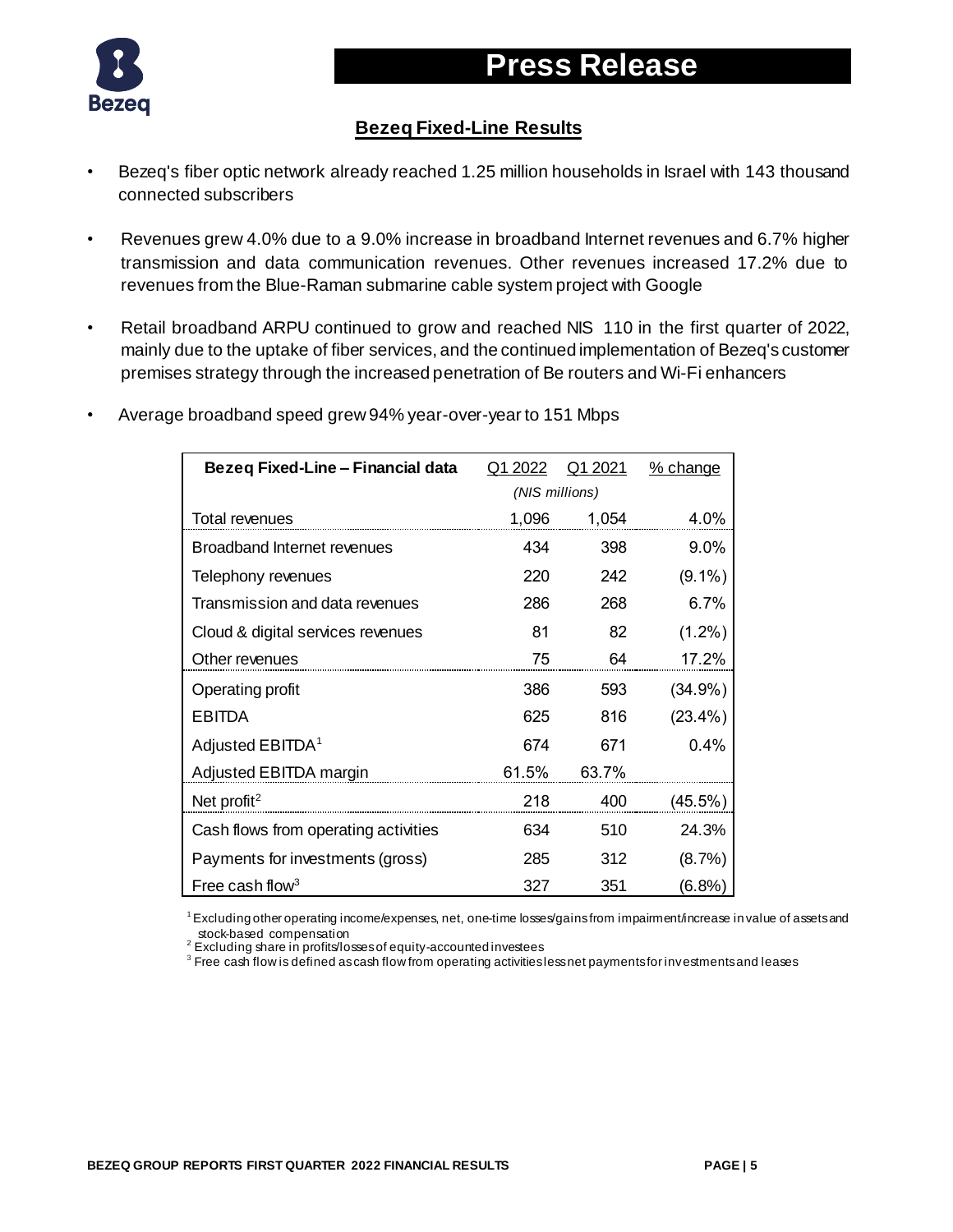# Press Release

## Bezeq Fixed-Line Results

- Bezeq's fiber optic network already reached 1.25 million households in Israel with 143 thousand connected subscribers
- Revenues grew 4.0% due to a 9.0% increase in broadband Internet revenues and 6.7% higher transmission and data communication revenues. Other revenues increased 17.2% due to revenues from the Blue-Raman submarine cable system project with Google
- Retail broadband ARPU continued to grow and reached NIS 110 in the first quarter of 2022, mainly due to the uptake of fiber services, and the continued implementation of Bezeq's customer premises strategy through the increased penetration of Be routers and Wi-Fi enhancers
- Average broadband speed grew 94% year-over-year to 151 Mbps

| Bezeq Fixed-Line – Financial data | Q1 2022 | Q1 2021 | % change |
|---|---|---|---|
| | *(NIS millions)* | | |
| Total revenues | 1,096 | 1,054 | 4.0% |
| Broadband Internet revenues | 434 | 398 | 9.0% |
| Telephony revenues | 220 | 242 | (9.1%) |
| Transmission and data revenues | 286 | 268 | 6.7% |
| Cloud & digital services revenues | 81 | 82 | (1.2%) |
| Other revenues | 75 | 64 | 17.2% |
| Operating profit | 386 | 593 | (34.9%) |
| EBITDA | 625 | 816 | (23.4%) |
| Adjusted EBITDA[1] | 674 | 671 | 0.4% |
| Adjusted EBITDA margin | 61.5% | 63.7% | |
| Net profit[2] | 218 | 400 | (45.5%) |
| Cash flows from operating activities | 634 | 510 | 24.3% |
| Payments for investments (gross) | 285 | 312 | (8.7%) |
| Free cash flow[3] | 327 | 351 | (6.8%) |

[1] Excluding other operating income/expenses, net, one-time losses/gains from impairment/increase in value of assets and stock-based compensation
[2] Excluding share in profits/losses of equity-accounted investees
[3] Free cash flow is defined as cash flow from operating activities less net payments for investments and leases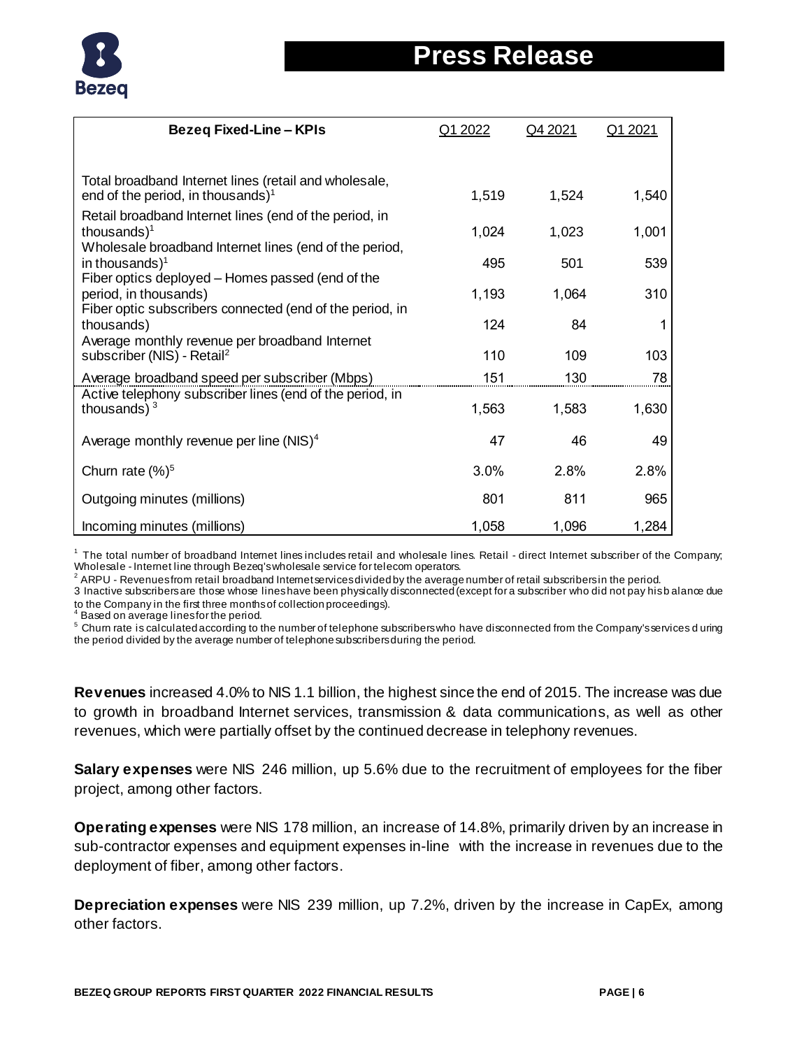| Bezeq Fixed-Line – KPIs | Q1 2022 | Q4 2021 | Q1 2021 |
|---|---|---|---|
| Total broadband Internet lines (retail and wholesale, end of the period, in thousands)[1] | 1,519 | 1,524 | 1,540 |
| Retail broadband Internet lines (end of the period, in thousands)[1] | 1,024 | 1,023 | 1,001 |
| Wholesale broadband Internet lines (end of the period, in thousands)[1] | 495 | 501 | 539 |
| Fiber optics deployed – Homes passed (end of the period, in thousands) | 1,193 | 1,064 | 310 |
| Fiber optic subscribers connected (end of the period, in thousands) | 124 | 84 | 1 |
| Average monthly revenue per broadband Internet subscriber (NIS) - Retail[2] | 110 | 109 | 103 |
| Average broadband speed per subscriber (Mbps) | 151 | 130 | 78 |
| Active telephony subscriber lines (end of the period, in thousands) [3] | 1,563 | 1,583 | 1,630 |
| Average monthly revenue per line (NIS)[4] | 47 | 46 | 49 |
| Churn rate (%)[5] | 3.0% | 2.8% | 2.8% |
| Outgoing minutes (millions) | 801 | 811 | 965 |
| Incoming minutes (millions) | 1,058 | 1,096 | 1,284 |

[1] The total number of broadband Internet lines includes retail and wholesale lines. Retail - direct Internet subscriber of the Company; Wholesale - Internet line through Bezeq's wholesale service for telecom operators.

[2] ARPU - Revenues from retail broadband Internet services divided by the average number of retail subscribers in the period.

3 Inactive subscribers are those whose lines have been physically disconnected (except for a subscriber who did not pay his balance due to the Company in the first three months of collection proceedings).

[4] Based on average lines for the period.

[5] Churn rate is calculated according to the number of telephone subscribers who have disconnected from the Company's services during the period divided by the average number of telephone subscribers during the period.

**Revenues** increased 4.0% to NIS 1.1 billion, the highest since the end of 2015. The increase was due to growth in broadband Internet services, transmission & data communications, as well as other revenues, which were partially offset by the continued decrease in telephony revenues.

**Salary expenses** were NIS 246 million, up 5.6% due to the recruitment of employees for the fiber project, among other factors.

**Operating expenses** were NIS 178 million, an increase of 14.8%, primarily driven by an increase in sub-contractor expenses and equipment expenses in-line with the increase in revenues due to the deployment of fiber, among other factors.

**Depreciation expenses** were NIS 239 million, up 7.2%, driven by the increase in CapEx, among other factors.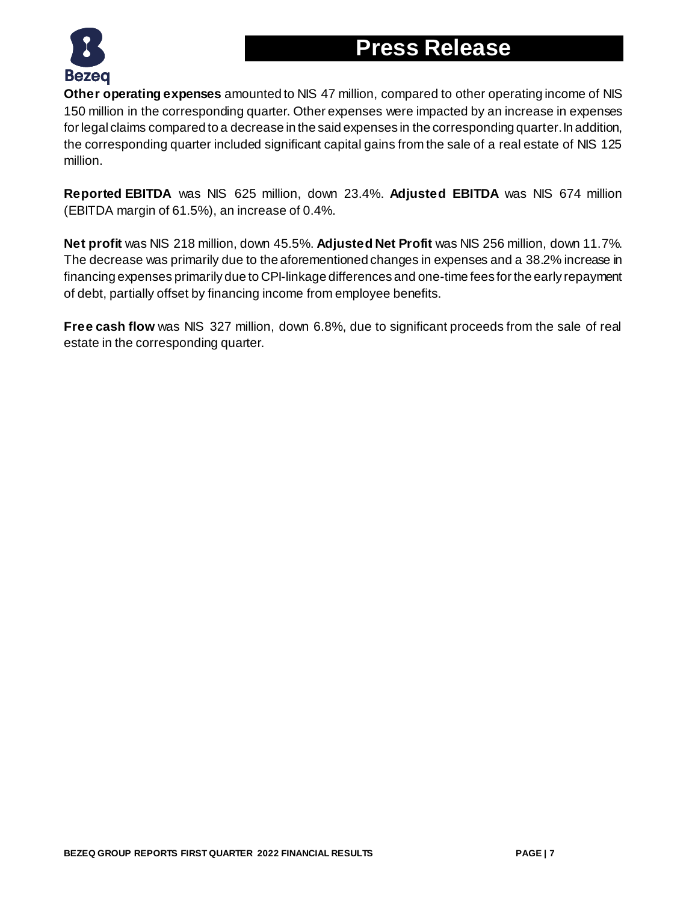**Other operating expenses** amounted to NIS 47 million, compared to other operating income of NIS 150 million in the corresponding quarter. Other expenses were impacted by an increase in expenses for legal claims compared to a decrease in the said expenses in the corresponding quarter. In addition, the corresponding quarter included significant capital gains from the sale of a real estate of NIS 125 million.

**Reported EBITDA** was NIS 625 million, down 23.4%. **Adjusted EBITDA** was NIS 674 million (EBITDA margin of 61.5%), an increase of 0.4%.

**Net profit** was NIS 218 million, down 45.5%. **Adjusted Net Profit** was NIS 256 million, down 11.7%. The decrease was primarily due to the aforementioned changes in expenses and a 38.2% increase in financing expenses primarily due to CPI-linkage differences and one-time fees for the early repayment of debt, partially offset by financing income from employee benefits.

**Free cash flow** was NIS 327 million, down 6.8%, due to significant proceeds from the sale of real estate in the corresponding quarter.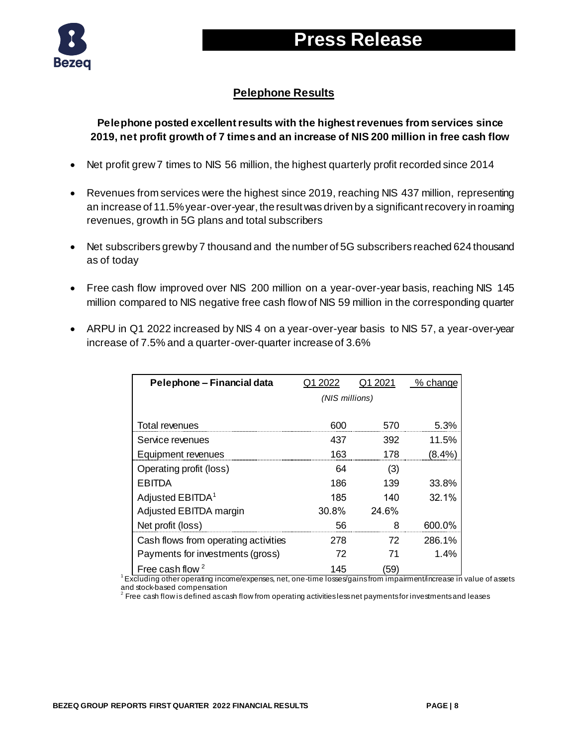# Press Release

## Pelephone Results

**Pelephone posted excellent results with the highest revenues from services since 2019, net profit growth of 7 times and an increase of NIS 200 million in free cash flow**

- Net profit grew 7 times to NIS 56 million, the highest quarterly profit recorded since 2014
- Revenues from services were the highest since 2019, reaching NIS 437 million, representing an increase of 11.5% year-over-year, the result was driven by a significant recovery in roaming revenues, growth in 5G plans and total subscribers
- Net subscribers grew by 7 thousand and the number of 5G subscribers reached 624 thousand as of today
- Free cash flow improved over NIS 200 million on a year-over-year basis, reaching NIS 145 million compared to NIS negative free cash flow of NIS 59 million in the corresponding quarter
- ARPU in Q1 2022 increased by NIS 4 on a year-over-year basis to NIS 57, a year-over-year increase of 7.5% and a quarter-over-quarter increase of 3.6%

| Pelephone – Financial data | Q1 2022 | Q1 2021 | % change |
|---|---|---|---|
| | *(NIS millions)* | | |
| Total revenues | 600 | 570 | 5.3% |
| Service revenues | 437 | 392 | 11.5% |
| Equipment revenues | 163 | 178 | (8.4%) |
| Operating profit (loss) | 64 | (3) | |
| EBITDA | 186 | 139 | 33.8% |
| Adjusted EBITDA[1] | 185 | 140 | 32.1% |
| Adjusted EBITDA margin | 30.8% | 24.6% | |
| Net profit (loss) | 56 | 8 | 600.0% |
| Cash flows from operating activities | 278 | 72 | 286.1% |
| Payments for investments (gross) | 72 | 71 | 1.4% |
| Free cash flow [2] | 145 | (59) | |

[1] Excluding other operating income/expenses, net, one-time losses/gains from impairment/increase in value of assets and stock-based compensation

[2] Free cash flow is defined as cash flow from operating activities less net payments for investments and leases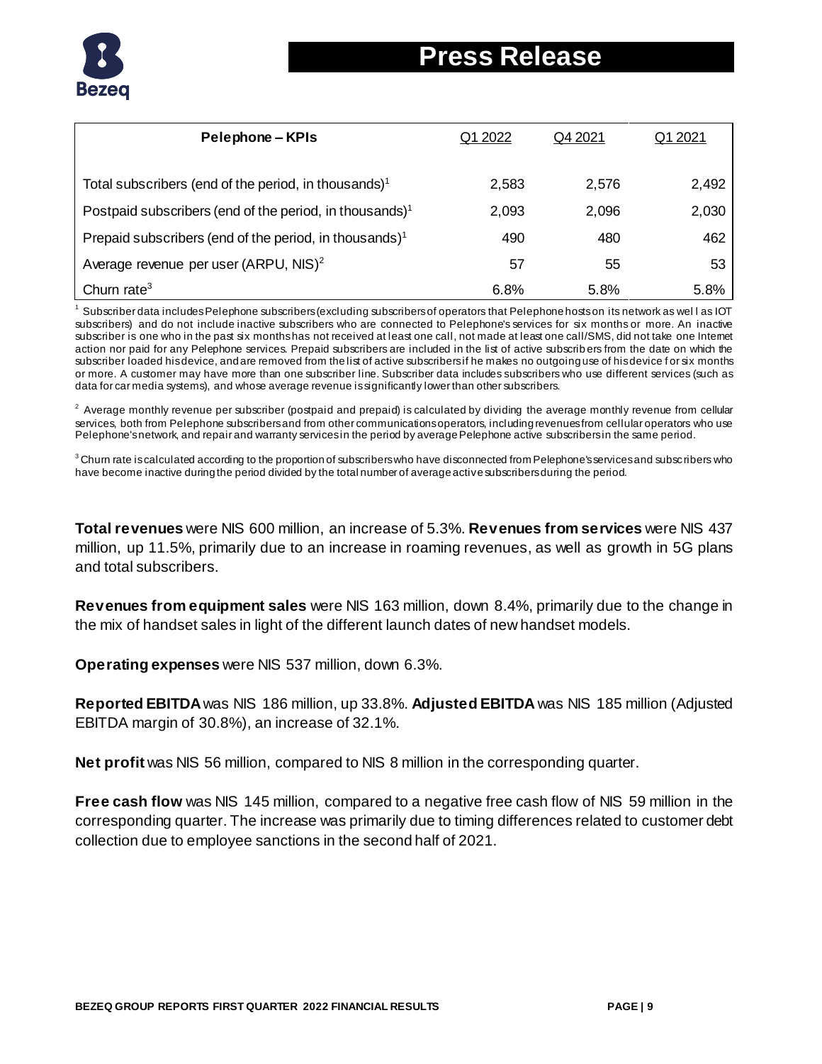| Pelephone – KPIs | Q1 2022 | Q4 2021 | Q1 2021 |
|---|---|---|---|
| Total subscribers (end of the period, in thousands)[1] | 2,583 | 2,576 | 2,492 |
| Postpaid subscribers (end of the period, in thousands)[1] | 2,093 | 2,096 | 2,030 |
| Prepaid subscribers (end of the period, in thousands)[1] | 490 | 480 | 462 |
| Average revenue per user (ARPU, NIS)[2] | 57 | 55 | 53 |
| Churn rate[3] | 6.8% | 5.8% | 5.8% |

[1] Subscriber data includes Pelephone subscribers (excluding subscribers of operators that Pelephone hosts on its network as well as IOT subscribers) and do not include inactive subscribers who are connected to Pelephone's services for six months or more. An inactive subscriber is one who in the past six months has not received at least one call, not made at least one call/SMS, did not take one Internet action nor paid for any Pelephone services. Prepaid subscribers are included in the list of active subscribers from the date on which the subscriber loaded his device, and are removed from the list of active subscribers if he makes no outgoing use of his device for six months or more. A customer may have more than one subscriber line. Subscriber data includes subscribers who use different services (such as data for car media systems), and whose average revenue is significantly lower than other subscribers.

[2] Average monthly revenue per subscriber (postpaid and prepaid) is calculated by dividing the average monthly revenue from cellular services, both from Pelephone subscribers and from other communications operators, including revenues from cellular operators who use Pelephone's network, and repair and warranty services in the period by average Pelephone active subscribers in the same period.

[3] Churn rate is calculated according to the proportion of subscribers who have disconnected from Pelephone's services and subscribers who have become inactive during the period divided by the total number of average active subscribers during the period.

**Total revenues** were NIS 600 million, an increase of 5.3%. **Revenues from services** were NIS 437 million, up 11.5%, primarily due to an increase in roaming revenues, as well as growth in 5G plans and total subscribers.

**Revenues from equipment sales** were NIS 163 million, down 8.4%, primarily due to the change in the mix of handset sales in light of the different launch dates of new handset models.

**Operating expenses** were NIS 537 million, down 6.3%.

**Reported EBITDA** was NIS 186 million, up 33.8%. **Adjusted EBITDA** was NIS 185 million (Adjusted EBITDA margin of 30.8%), an increase of 32.1%.

**Net profit** was NIS 56 million, compared to NIS 8 million in the corresponding quarter.

**Free cash flow** was NIS 145 million, compared to a negative free cash flow of NIS 59 million in the corresponding quarter. The increase was primarily due to timing differences related to customer debt collection due to employee sanctions in the second half of 2021.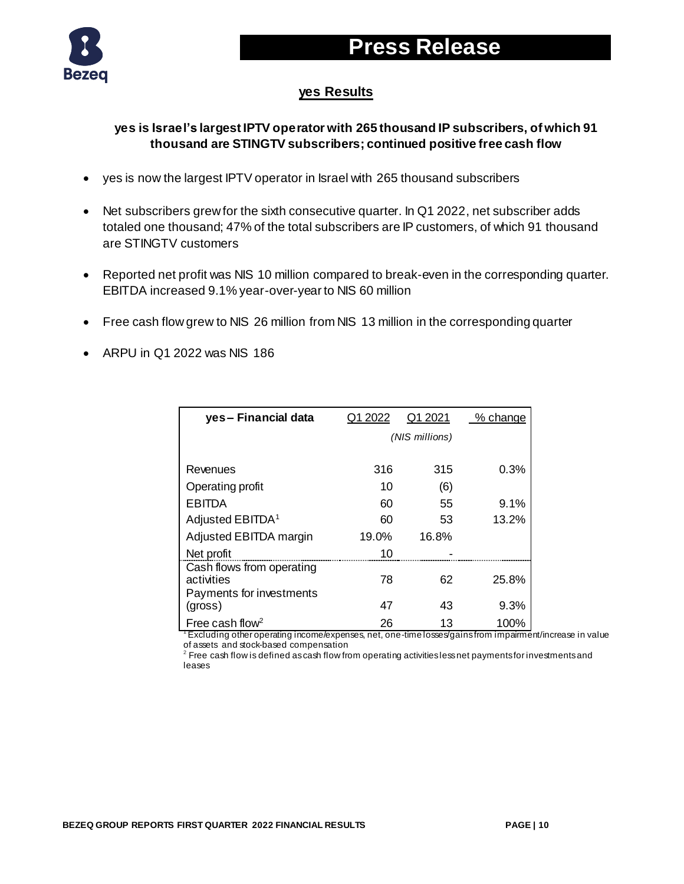## yes Results

**yes is Israel's largest IPTV operator with 265 thousand IP subscribers, of which 91 thousand are STINGTV subscribers; continued positive free cash flow**

- yes is now the largest IPTV operator in Israel with 265 thousand subscribers
- Net subscribers grew for the sixth consecutive quarter. In Q1 2022, net subscriber adds totaled one thousand; 47% of the total subscribers are IP customers, of which 91 thousand are STINGTV customers
- Reported net profit was NIS 10 million compared to break-even in the corresponding quarter. EBITDA increased 9.1% year-over-year to NIS 60 million
- Free cash flow grew to NIS 26 million from NIS 13 million in the corresponding quarter
- ARPU in Q1 2022 was NIS 186

| yes – Financial data | Q1 2022 | Q1 2021 | % change |
|---|---|---|---|
| | *(NIS millions)* | | |
| Revenues | 316 | 315 | 0.3% |
| Operating profit | 10 | (6) | |
| EBITDA | 60 | 55 | 9.1% |
| Adjusted EBITDA[1] | 60 | 53 | 13.2% |
| Adjusted EBITDA margin | 19.0% | 16.8% | |
| Net profit | 10 | - | |
| Cash flows from operating activities | 78 | 62 | 25.8% |
| Payments for investments (gross) | 47 | 43 | 9.3% |
| Free cash flow[2] | 26 | 13 | 100% |

[1] Excluding other operating income/expenses, net, one-time losses/gains from impairment/increase in value of assets and stock-based compensation

[2] Free cash flow is defined as cash flow from operating activities less net payments for investments and leases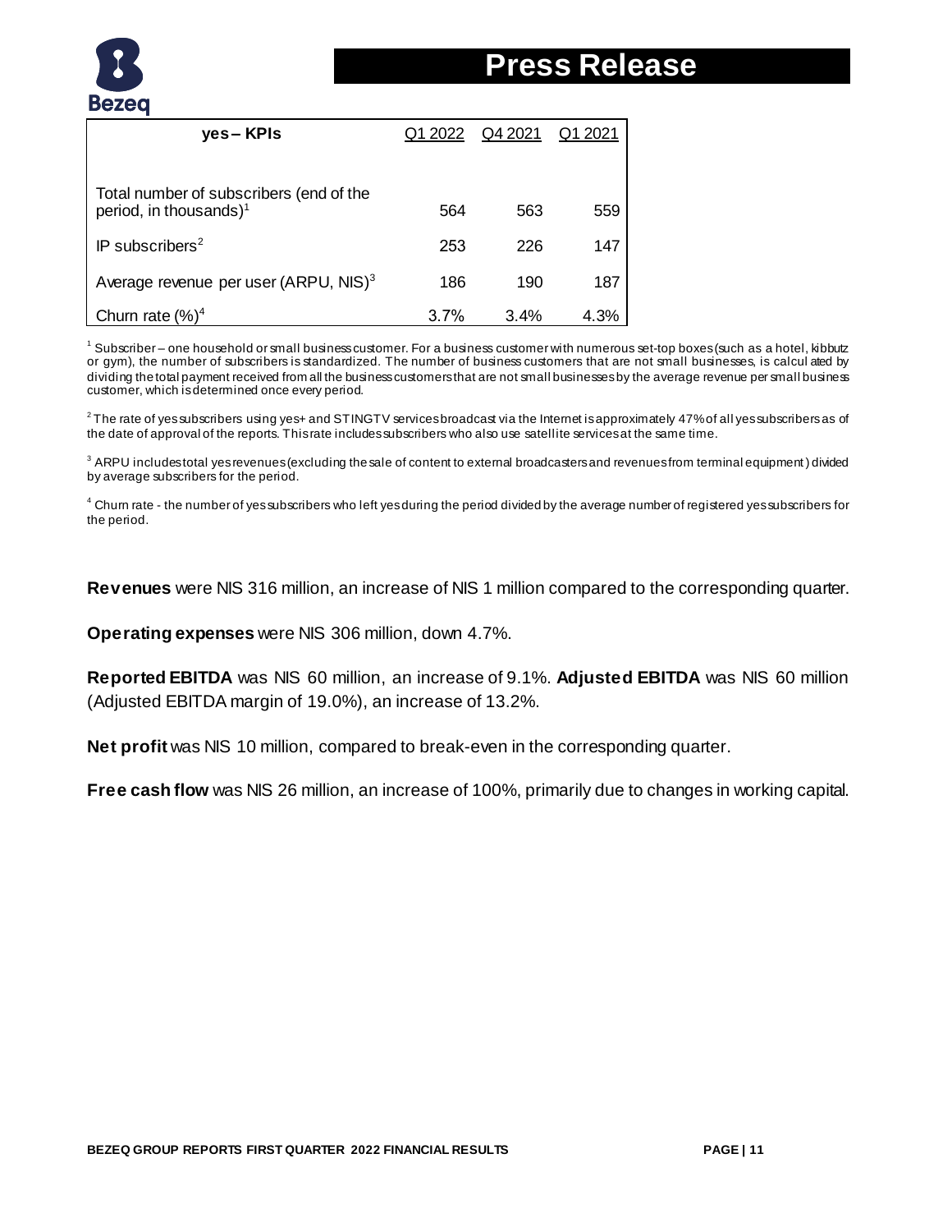| yes – KPIs | Q1 2022 | Q4 2021 | Q1 2021 |
|---|---|---|---|
| Total number of subscribers (end of the period, in thousands)[1] | 564 | 563 | 559 |
| IP subscribers[2] | 253 | 226 | 147 |
| Average revenue per user (ARPU, NIS)[3] | 186 | 190 | 187 |
| Churn rate (%)[4] | 3.7% | 3.4% | 4.3% |

[1] Subscriber – one household or small business customer. For a business customer with numerous set-top boxes (such as a hotel, kibbutz or gym), the number of subscribers is standardized. The number of business customers that are not small businesses, is calculated by dividing the total payment received from all the business customers that are not small businesses by the average revenue per small business customer, which is determined once every period.

[2] The rate of yes subscribers using yes+ and STINGTV services broadcast via the Internet is approximately 47% of all yes subscribers as of the date of approval of the reports. This rate includes subscribers who also use satellite services at the same time.

[3] ARPU includes total yes revenues (excluding the sale of content to external broadcasters and revenues from terminal equipment) divided by average subscribers for the period.

[4] Churn rate - the number of yes subscribers who left yes during the period divided by the average number of registered yes subscribers for the period.

**Revenues** were NIS 316 million, an increase of NIS 1 million compared to the corresponding quarter.

**Operating expenses** were NIS 306 million, down 4.7%.

**Reported EBITDA** was NIS 60 million, an increase of 9.1%. **Adjusted EBITDA** was NIS 60 million (Adjusted EBITDA margin of 19.0%), an increase of 13.2%.

**Net profit** was NIS 10 million, compared to break-even in the corresponding quarter.

**Free cash flow** was NIS 26 million, an increase of 100%, primarily due to changes in working capital.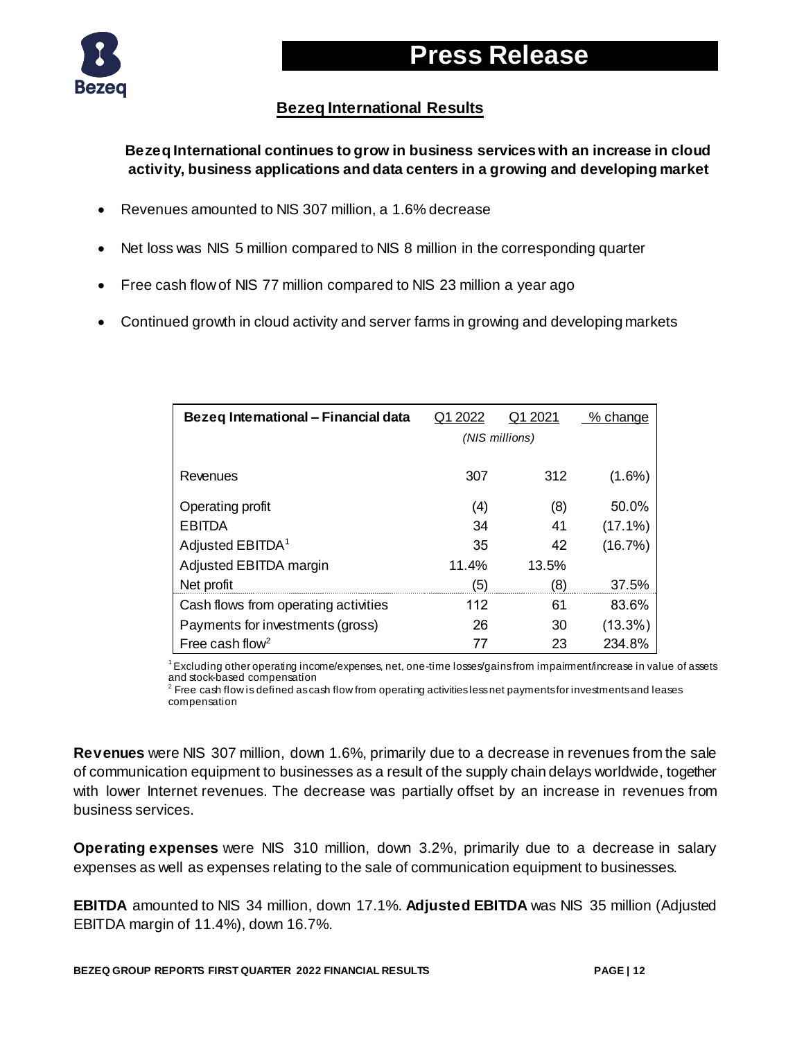## Bezeq International Results

**Bezeq International continues to grow in business services with an increase in cloud activity, business applications and data centers in a growing and developing market**

- Revenues amounted to NIS 307 million, a 1.6% decrease
- Net loss was NIS 5 million compared to NIS 8 million in the corresponding quarter
- Free cash flow of NIS 77 million compared to NIS 23 million a year ago
- Continued growth in cloud activity and server farms in growing and developing markets

| Bezeq International – Financial data | Q1 2022 | Q1 2021 | % change |
|---|---|---|---|
| | *(NIS millions)* | | |
| Revenues | 307 | 312 | (1.6%) |
| Operating profit | (4) | (8) | 50.0% |
| EBITDA | 34 | 41 | (17.1%) |
| Adjusted EBITDA[1] | 35 | 42 | (16.7%) |
| Adjusted EBITDA margin | 11.4% | 13.5% | |
| Net profit | (5) | (8) | 37.5% |
| Cash flows from operating activities | 112 | 61 | 83.6% |
| Payments for investments (gross) | 26 | 30 | (13.3%) |
| Free cash flow[2] | 77 | 23 | 234.8% |

[1] Excluding other operating income/expenses, net, one-time losses/gains from impairment/increase in value of assets and stock-based compensation

[2] Free cash flow is defined as cash flow from operating activities less net payments for investments and leases compensation

**Revenues** were NIS 307 million, down 1.6%, primarily due to a decrease in revenues from the sale of communication equipment to businesses as a result of the supply chain delays worldwide, together with lower Internet revenues. The decrease was partially offset by an increase in revenues from business services.

**Operating expenses** were NIS 310 million, down 3.2%, primarily due to a decrease in salary expenses as well as expenses relating to the sale of communication equipment to businesses.

**EBITDA** amounted to NIS 34 million, down 17.1%. **Adjusted EBITDA** was NIS 35 million (Adjusted EBITDA margin of 11.4%), down 16.7%.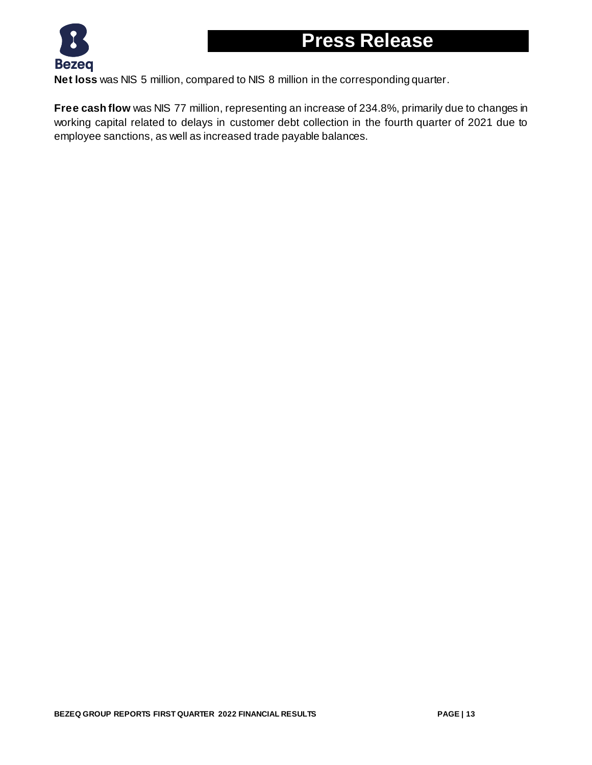**Net loss** was NIS 5 million, compared to NIS 8 million in the corresponding quarter.

**Free cash flow** was NIS 77 million, representing an increase of 234.8%, primarily due to changes in working capital related to delays in customer debt collection in the fourth quarter of 2021 due to employee sanctions, as well as increased trade payable balances.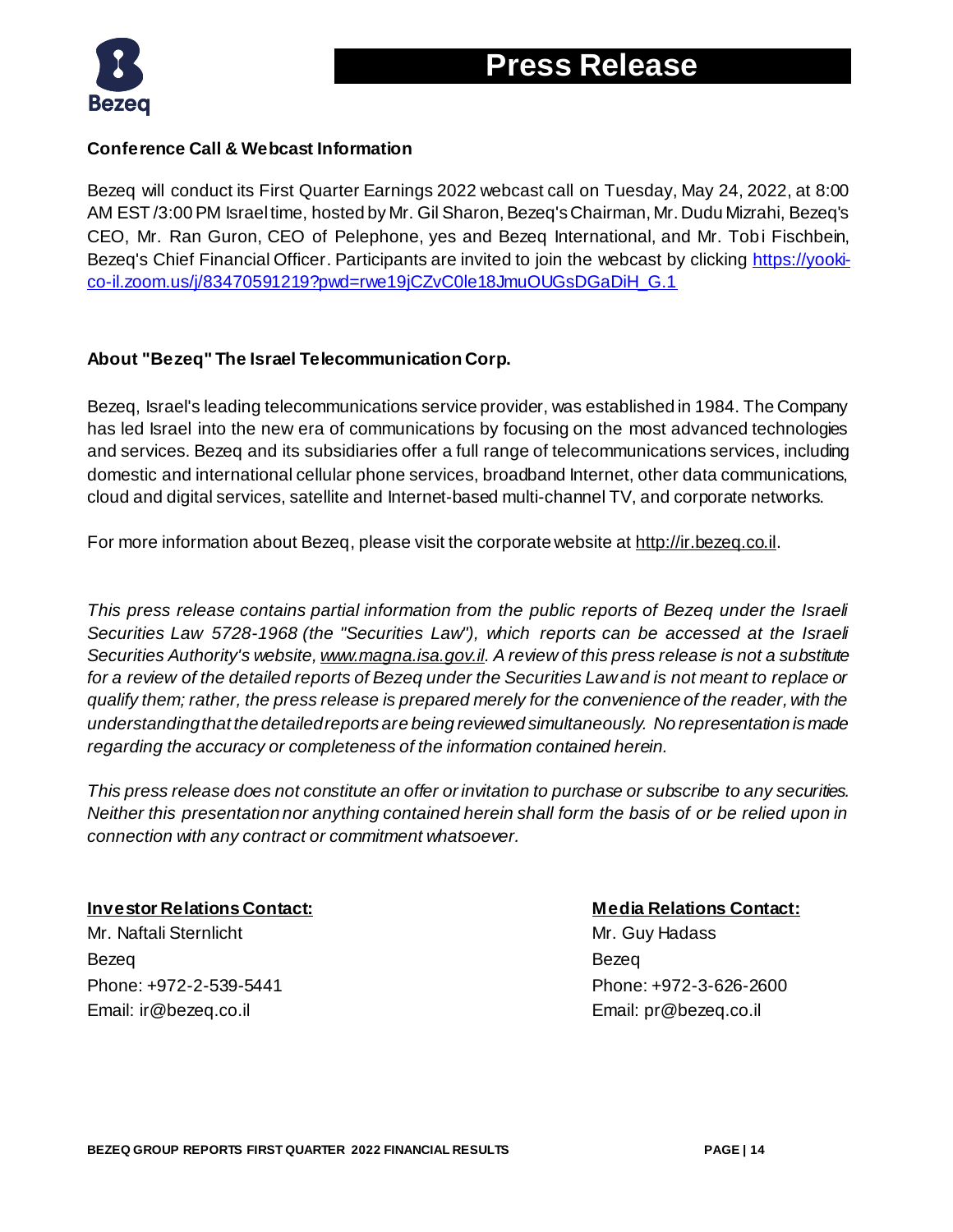### Conference Call & Webcast Information

Bezeq will conduct its First Quarter Earnings 2022 webcast call on Tuesday, May 24, 2022, at 8:00 AM EST /3:00 PM Israel time, hosted by Mr. Gil Sharon, Bezeq's Chairman, Mr. Dudu Mizrahi, Bezeq's CEO, Mr. Ran Guron, CEO of Pelephone, yes and Bezeq International, and Mr. Tobi Fischbein, Bezeq's Chief Financial Officer. Participants are invited to join the webcast by clicking [https://yooki-co-il.zoom.us/j/83470591219?pwd=rwe19jCZvC0le18JmuOUGsDGaDiH_G.1](https://yooki-co-il.zoom.us/j/83470591219?pwd=rwe19jCZvC0le18JmuOUGsDGaDiH_G.1)

### About "Bezeq" The Israel Telecommunication Corp.

Bezeq, Israel's leading telecommunications service provider, was established in 1984. The Company has led Israel into the new era of communications by focusing on the most advanced technologies and services. Bezeq and its subsidiaries offer a full range of telecommunications services, including domestic and international cellular phone services, broadband Internet, other data communications, cloud and digital services, satellite and Internet-based multi-channel TV, and corporate networks.

For more information about Bezeq, please visit the corporate website at http://ir.bezeq.co.il.

*This press release contains partial information from the public reports of Bezeq under the Israeli Securities Law 5728-1968 (the "Securities Law"), which reports can be accessed at the Israeli Securities Authority's website, www.magna.isa.gov.il. A review of this press release is not a substitute for a review of the detailed reports of Bezeq under the Securities Law and is not meant to replace or qualify them; rather, the press release is prepared merely for the convenience of the reader, with the understanding that the detailed reports are being reviewed simultaneously. No representation is made regarding the accuracy or completeness of the information contained herein.*

*This press release does not constitute an offer or invitation to purchase or subscribe to any securities. Neither this presentation nor anything contained herein shall form the basis of or be relied upon in connection with any contract or commitment whatsoever.*

**Investor Relations Contact:**
Mr. Naftali Sternlicht
Bezeq
Phone: +972-2-539-5441
Email: ir@bezeq.co.il

**Media Relations Contact:**
Mr. Guy Hadass
Bezeq
Phone: +972-3-626-2600
Email: pr@bezeq.co.il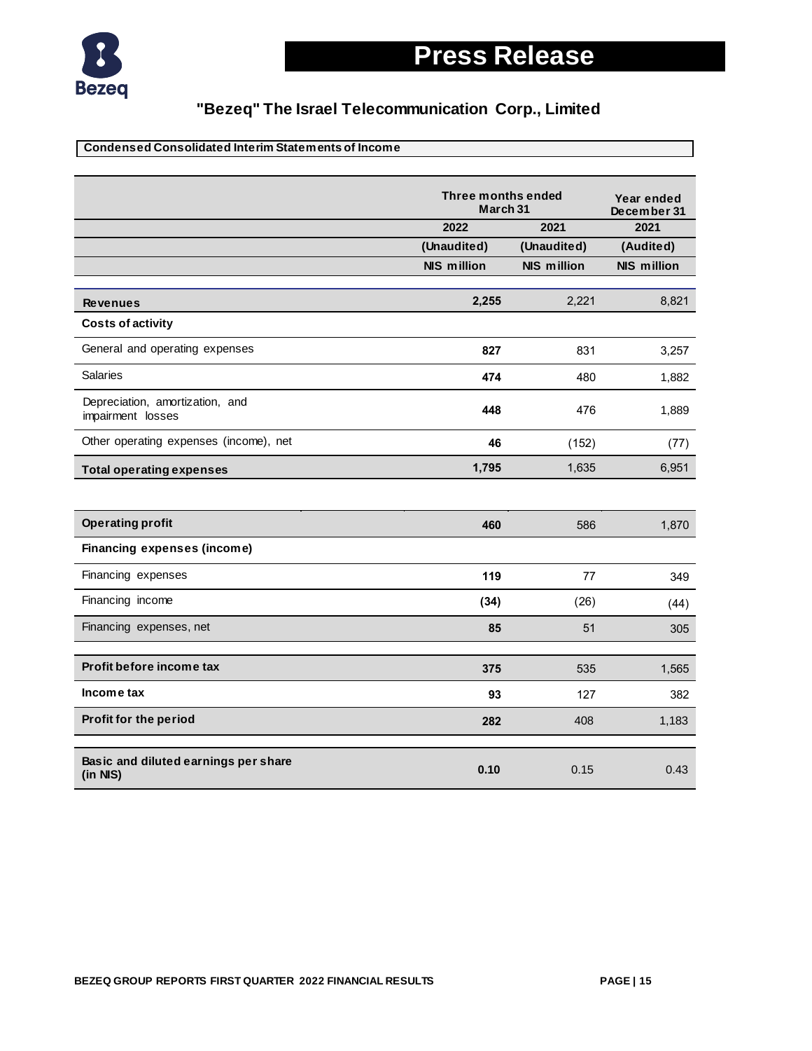# Press Release

## "Bezeq" The Israel Telecommunication Corp., Limited

**Condensed Consolidated Interim Statements of Income**

| | Three months ended March 31 | | Year ended December 31 |
|---|---|---|---|
| | 2022 | 2021 | 2021 |
| | (Unaudited) | (Unaudited) | (Audited) |
| | NIS million | NIS million | NIS million |
| **Revenues** | **2,255** | 2,221 | 8,821 |
| **Costs of activity** | | | |
| General and operating expenses | **827** | 831 | 3,257 |
| Salaries | **474** | 480 | 1,882 |
| Depreciation, amortization, and impairment losses | **448** | 476 | 1,889 |
| Other operating expenses (income), net | **46** | (152) | (77) |
| **Total operating expenses** | **1,795** | 1,635 | 6,951 |
| **Operating profit** | **460** | 586 | 1,870 |
| **Financing expenses (income)** | | | |
| Financing expenses | **119** | 77 | 349 |
| Financing income | **(34)** | (26) | (44) |
| Financing expenses, net | **85** | 51 | 305 |
| **Profit before income tax** | **375** | 535 | 1,565 |
| **Income tax** | **93** | 127 | 382 |
| **Profit for the period** | **282** | 408 | 1,183 |
| **Basic and diluted earnings per share (in NIS)** | **0.10** | 0.15 | 0.43 |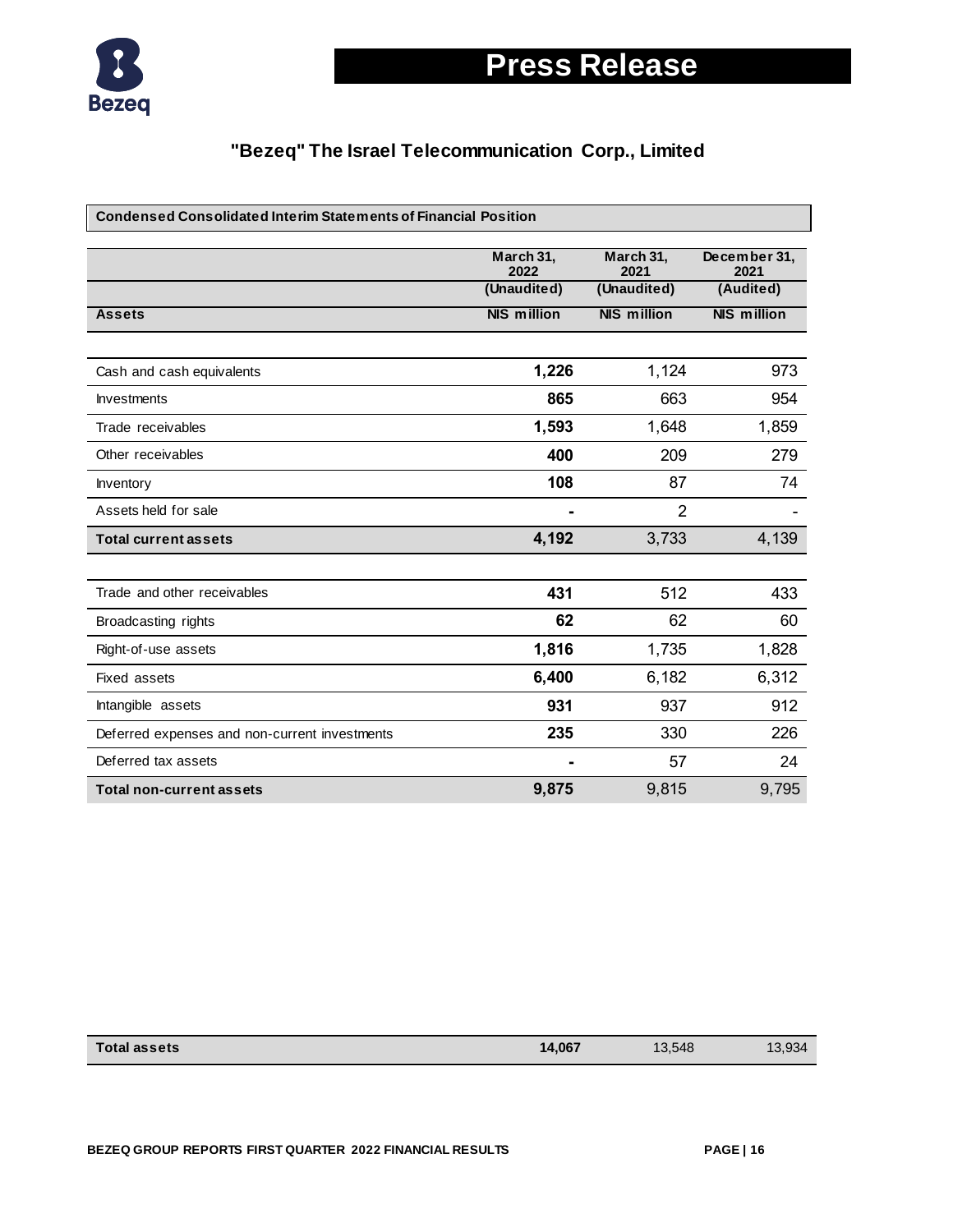# Press Release

## "Bezeq" The Israel Telecommunication Corp., Limited

**Condensed Consolidated Interim Statements of Financial Position**

| | March 31, 2022 | March 31, 2021 | December 31, 2021 |
|---|---|---|---|
| | (Unaudited) | (Unaudited) | (Audited) |
| **Assets** | NIS million | NIS million | NIS million |
| Cash and cash equivalents | **1,226** | 1,124 | 973 |
| Investments | **865** | 663 | 954 |
| Trade receivables | **1,593** | 1,648 | 1,859 |
| Other receivables | **400** | 209 | 279 |
| Inventory | **108** | 87 | 74 |
| Assets held for sale | **-** | 2 | - |
| **Total current assets** | **4,192** | 3,733 | 4,139 |
| Trade and other receivables | **431** | 512 | 433 |
| Broadcasting rights | **62** | 62 | 60 |
| Right-of-use assets | **1,816** | 1,735 | 1,828 |
| Fixed assets | **6,400** | 6,182 | 6,312 |
| Intangible assets | **931** | 937 | 912 |
| Deferred expenses and non-current investments | **235** | 330 | 226 |
| Deferred tax assets | **-** | 57 | 24 |
| **Total non-current assets** | **9,875** | 9,815 | 9,795 |
| **Total assets** | **14,067** | 13,548 | 13,934 |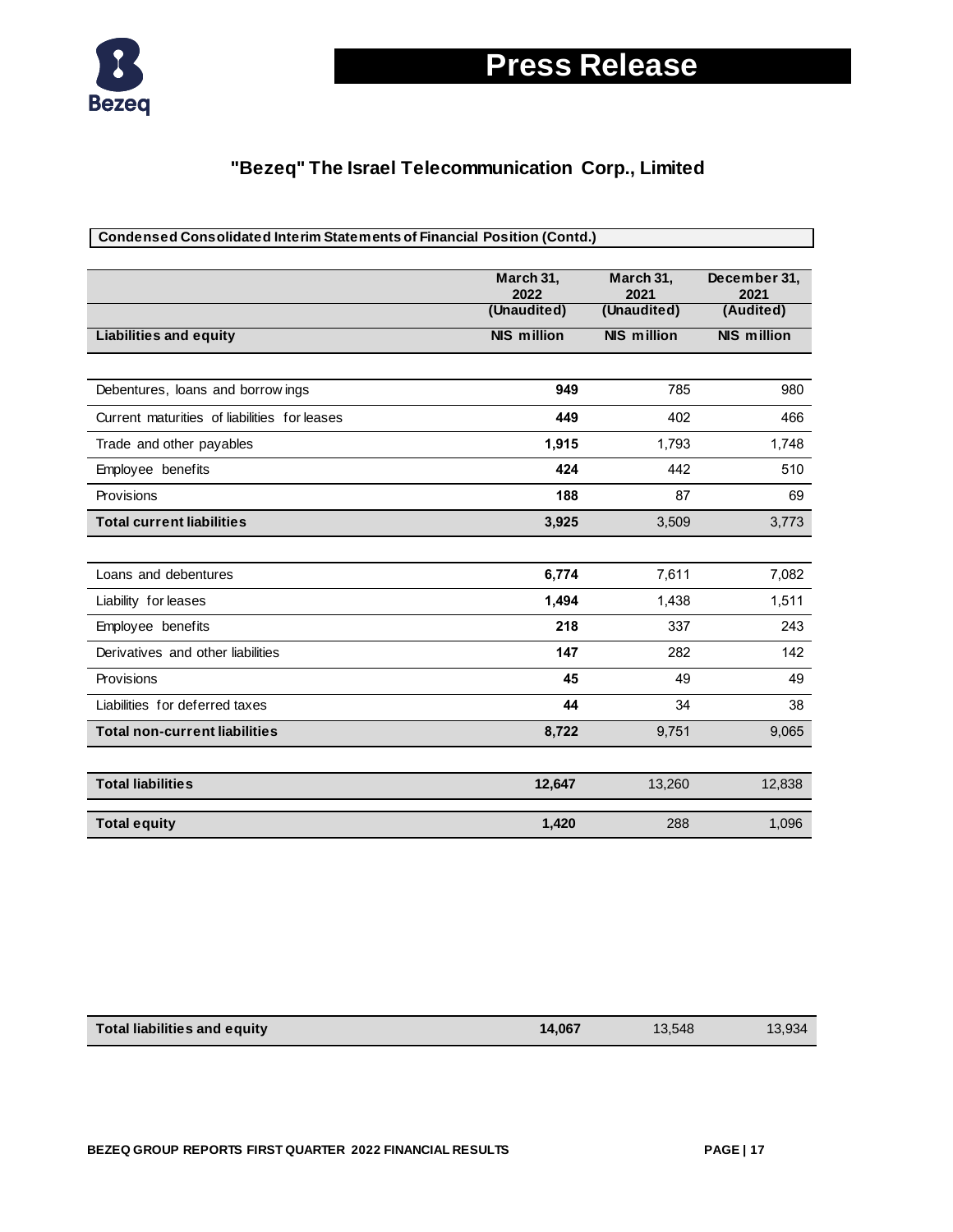## "Bezeq" The Israel Telecommunication Corp., Limited

**Condensed Consolidated Interim Statements of Financial Position (Contd.)**

| | March 31, 2022 (Unaudited) | March 31, 2021 (Unaudited) | December 31, 2021 (Audited) |
|---|---|---|---|
| **Liabilities and equity** | **NIS million** | **NIS million** | **NIS million** |
| Debentures, loans and borrowings | **949** | 785 | 980 |
| Current maturities of liabilities for leases | **449** | 402 | 466 |
| Trade and other payables | **1,915** | 1,793 | 1,748 |
| Employee benefits | **424** | 442 | 510 |
| Provisions | **188** | 87 | 69 |
| **Total current liabilities** | **3,925** | 3,509 | 3,773 |
| Loans and debentures | **6,774** | 7,611 | 7,082 |
| Liability for leases | **1,494** | 1,438 | 1,511 |
| Employee benefits | **218** | 337 | 243 |
| Derivatives and other liabilities | **147** | 282 | 142 |
| Provisions | **45** | 49 | 49 |
| Liabilities for deferred taxes | **44** | 34 | 38 |
| **Total non-current liabilities** | **8,722** | 9,751 | 9,065 |
| **Total liabilities** | **12,647** | 13,260 | 12,838 |
| **Total equity** | **1,420** | 288 | 1,096 |
| **Total liabilities and equity** | **14,067** | 13,548 | 13,934 |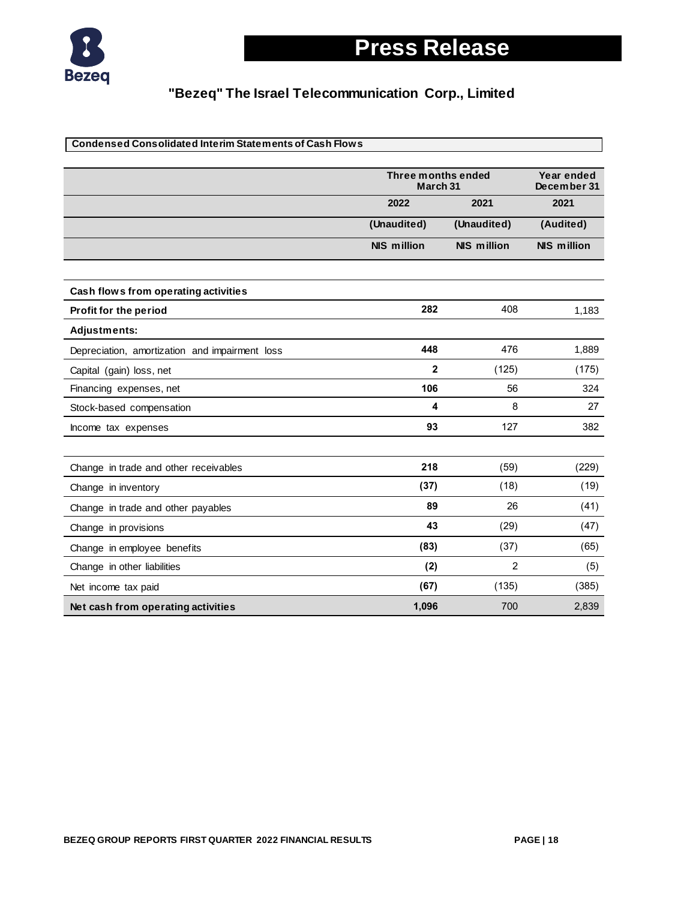# Press Release

## "Bezeq" The Israel Telecommunication Corp., Limited

**Condensed Consolidated Interim Statements of Cash Flows**

| | Three months ended March 31 | | Year ended December 31 |
|---|---|---|---|
| | **2022** | **2021** | **2021** |
| | **(Unaudited)** | **(Unaudited)** | **(Audited)** |
| | **NIS million** | **NIS million** | **NIS million** |
| **Cash flows from operating activities** | | | |
| **Profit for the period** | **282** | 408 | 1,183 |
| **Adjustments:** | | | |
| Depreciation, amortization and impairment loss | **448** | 476 | 1,889 |
| Capital (gain) loss, net | **2** | (125) | (175) |
| Financing expenses, net | **106** | 56 | 324 |
| Stock-based compensation | **4** | 8 | 27 |
| Income tax expenses | **93** | 127 | 382 |
| | | | |
| Change in trade and other receivables | **218** | (59) | (229) |
| Change in inventory | **(37)** | (18) | (19) |
| Change in trade and other payables | **89** | 26 | (41) |
| Change in provisions | **43** | (29) | (47) |
| Change in employee benefits | **(83)** | (37) | (65) |
| Change in other liabilities | **(2)** | 2 | (5) |
| Net income tax paid | **(67)** | (135) | (385) |
| **Net cash from operating activities** | **1,096** | 700 | 2,839 |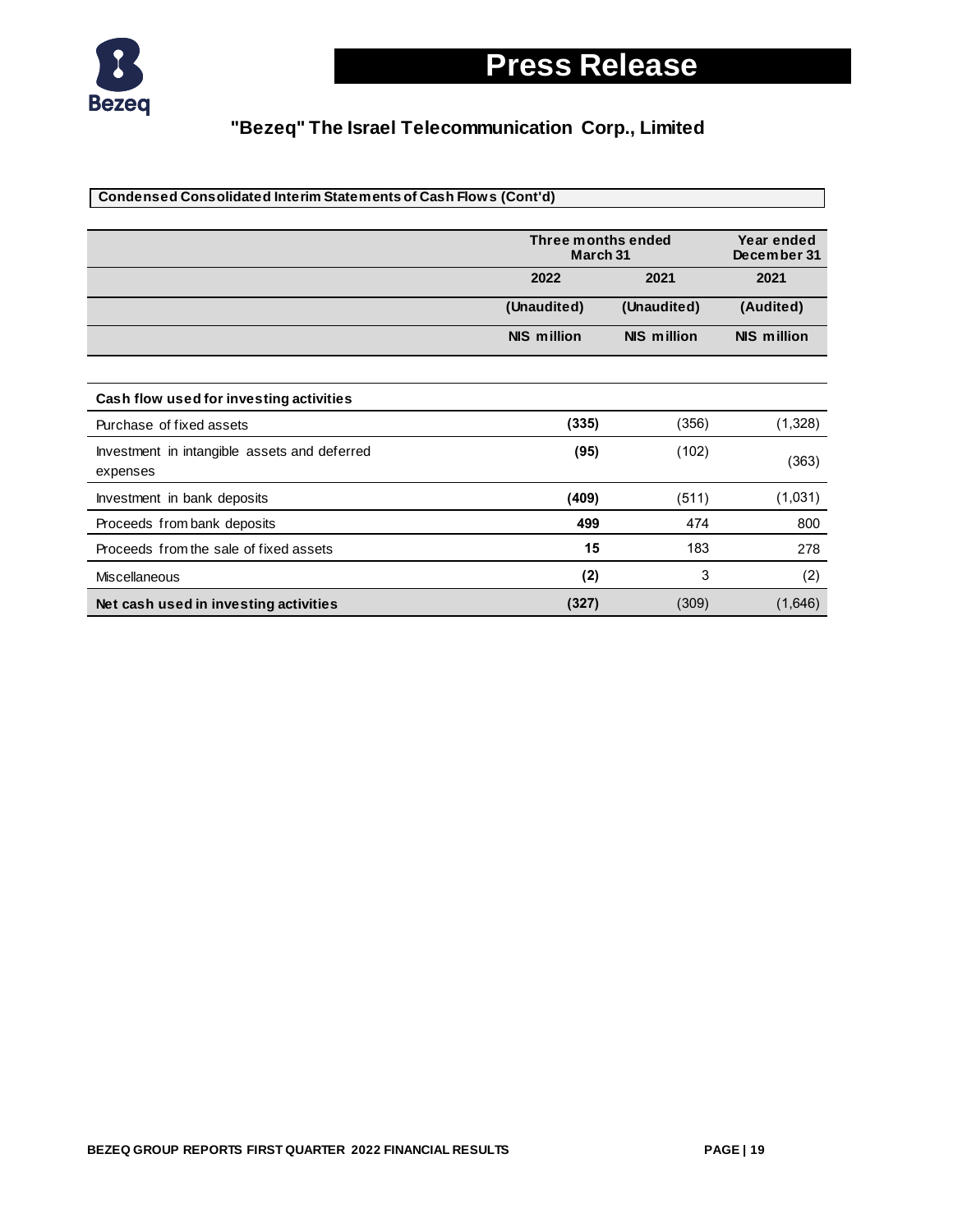# Press Release

## "Bezeq" The Israel Telecommunication Corp., Limited

### Condensed Consolidated Interim Statements of Cash Flows (Cont'd)

| | Three months ended March 31 | | Year ended December 31 |
|---|---|---|---|
| | 2022 | 2021 | 2021 |
| | (Unaudited) | (Unaudited) | (Audited) |
| | NIS million | NIS million | NIS million |
| **Cash flow used for investing activities** | | | |
| Purchase of fixed assets | **(335)** | (356) | (1,328) |
| Investment in intangible assets and deferred expenses | **(95)** | (102) | (363) |
| Investment in bank deposits | **(409)** | (511) | (1,031) |
| Proceeds from bank deposits | **499** | 474 | 800 |
| Proceeds from the sale of fixed assets | **15** | 183 | 278 |
| Miscellaneous | **(2)** | 3 | (2) |
| **Net cash used in investing activities** | **(327)** | (309) | (1,646) |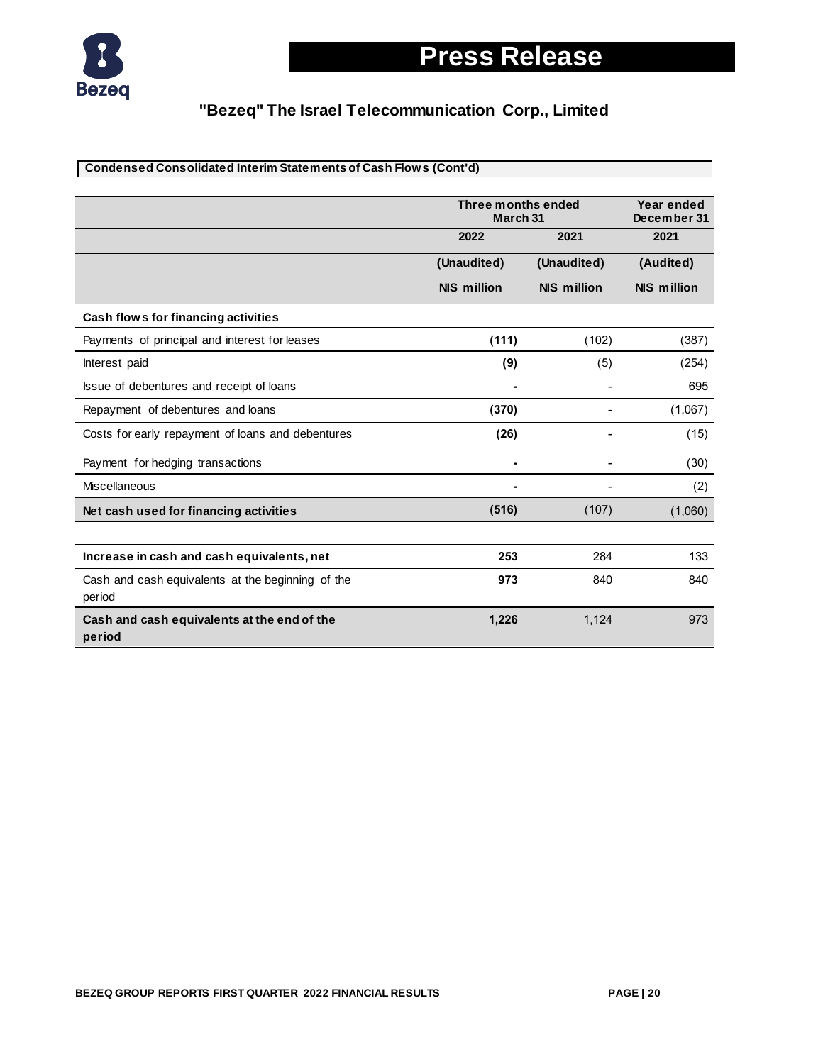# Press Release

## "Bezeq" The Israel Telecommunication Corp., Limited

**Condensed Consolidated Interim Statements of Cash Flows (Cont'd)**

| | Three months ended March 31 | | Year ended December 31 |
|---|---|---|---|
| | 2022 | 2021 | 2021 |
| | (Unaudited) | (Unaudited) | (Audited) |
| | NIS million | NIS million | NIS million |
| **Cash flows for financing activities** | | | |
| Payments of principal and interest for leases | **(111)** | (102) | (387) |
| Interest paid | **(9)** | (5) | (254) |
| Issue of debentures and receipt of loans | **-** | - | 695 |
| Repayment of debentures and loans | **(370)** | - | (1,067) |
| Costs for early repayment of loans and debentures | **(26)** | - | (15) |
| Payment for hedging transactions | **-** | - | (30) |
| Miscellaneous | **-** | - | (2) |
| **Net cash used for financing activities** | **(516)** | (107) | (1,060) |
| | | | |
| **Increase in cash and cash equivalents, net** | **253** | 284 | 133 |
| Cash and cash equivalents at the beginning of the period | **973** | 840 | 840 |
| **Cash and cash equivalents at the end of the period** | **1,226** | 1,124 | 973 |